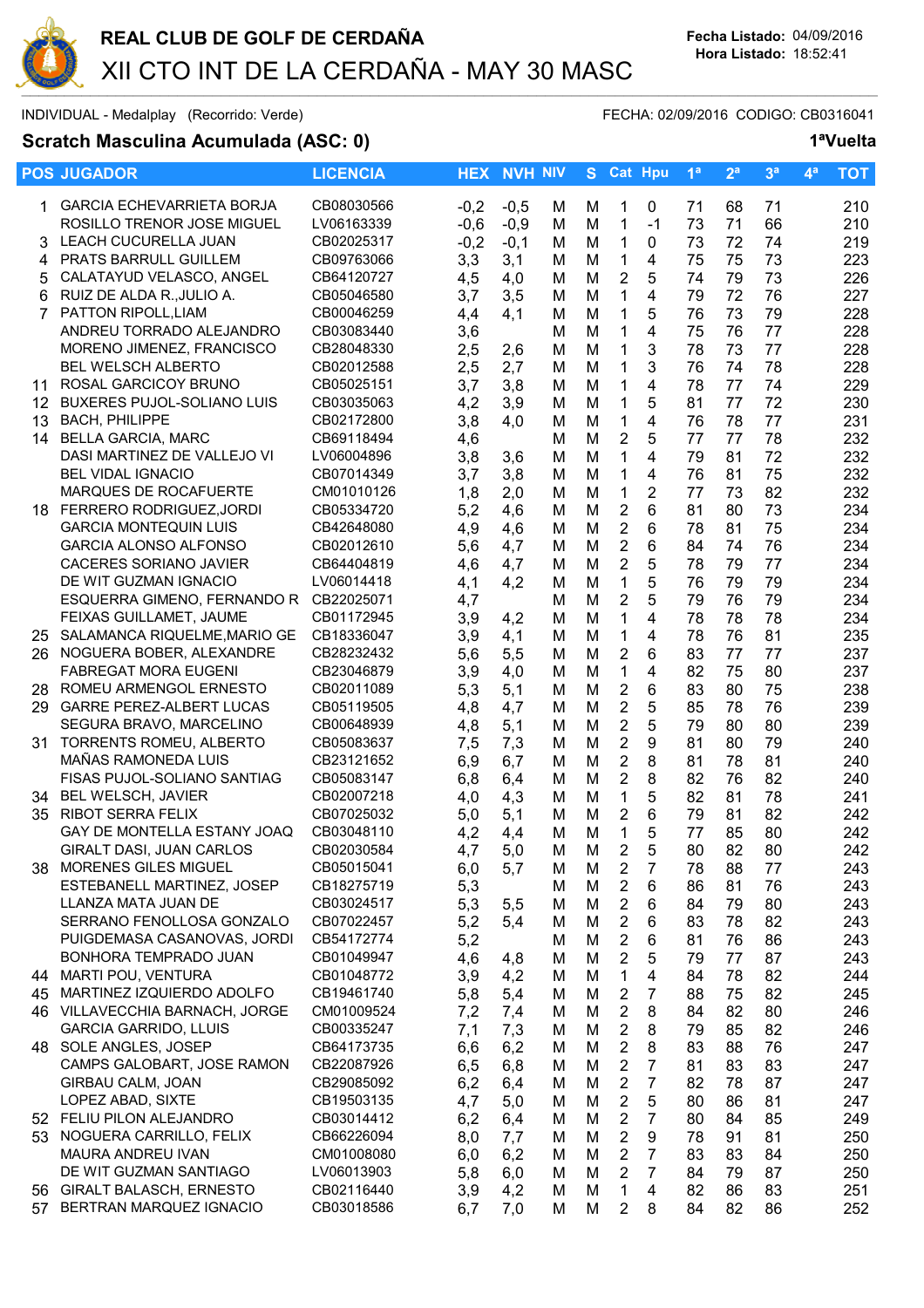# REAL CLUB DE GOLF DE CERDAÑA

## XII CTO INT DE LA CERDAÑA - MAY 30 MASC

**Fecha Listado:** 04/09/2016
**Hora Listado:** 18:52:41

INDIVIDUAL - Medalplay (Recorrido: Verde) FECHA: 02/09/2016 CODIGO: CB0316041

### Scratch Masculina Acumulada (ASC: 0) 1ªVuelta

| POS | JUGADOR | LICENCIA | HEX | NVH | NIV | S | Cat | Hpu | 1ª | 2ª | 3ª | 4ª | TOT |
|---|---|---|---|---|---|---|---|---|---|---|---|---|---|
| 1 | GARCIA ECHEVARRIETA BORJA | CB08030566 | -0,2 | -0,5 | M | M | 1 | 0 | 71 | 68 | 71 | | 210 |
| | ROSILLO TRENOR JOSE MIGUEL | LV06163339 | -0,6 | -0,9 | M | M | 1 | -1 | 73 | 71 | 66 | | 210 |
| 3 | LEACH CUCURELLA JUAN | CB02025317 | -0,2 | -0,1 | M | M | 1 | 0 | 73 | 72 | 74 | | 219 |
| 4 | PRATS BARRULL GUILLEM | CB09763066 | 3,3 | 3,1 | M | M | 1 | 4 | 75 | 75 | 73 | | 223 |
| 5 | CALATAYUD VELASCO, ANGEL | CB64120727 | 4,5 | 4,0 | M | M | 2 | 5 | 74 | 79 | 73 | | 226 |
| 6 | RUIZ DE ALDA R.,JULIO A. | CB05046580 | 3,7 | 3,5 | M | M | 1 | 4 | 79 | 72 | 76 | | 227 |
| 7 | PATTON RIPOLL,LIAM | CB00046259 | 4,4 | 4,1 | M | M | 1 | 5 | 76 | 73 | 79 | | 228 |
| | ANDREU TORRADO ALEJANDRO | CB03083440 | 3,6 | | M | M | 1 | 4 | 75 | 76 | 77 | | 228 |
| | MORENO JIMENEZ, FRANCISCO | CB28048330 | 2,5 | 2,6 | M | M | 1 | 3 | 78 | 73 | 77 | | 228 |
| | BEL WELSCH ALBERTO | CB02012588 | 2,5 | 2,7 | M | M | 1 | 3 | 76 | 74 | 78 | | 228 |
| 11 | ROSAL GARCICOY BRUNO | CB05025151 | 3,7 | 3,8 | M | M | 1 | 4 | 78 | 77 | 74 | | 229 |
| 12 | BUXERES PUJOL-SOLIANO LUIS | CB03035063 | 4,2 | 3,9 | M | M | 1 | 5 | 81 | 77 | 72 | | 230 |
| 13 | BACH, PHILIPPE | CB02172800 | 3,8 | 4,0 | M | M | 1 | 4 | 76 | 78 | 77 | | 231 |
| 14 | BELLA GARCIA, MARC | CB69118494 | 4,6 | | M | M | 2 | 5 | 77 | 77 | 78 | | 232 |
| | DASI MARTINEZ DE VALLEJO VI | LV06004896 | 3,8 | 3,6 | M | M | 1 | 4 | 79 | 81 | 72 | | 232 |
| | BEL VIDAL IGNACIO | CB07014349 | 3,7 | 3,8 | M | M | 1 | 4 | 76 | 81 | 75 | | 232 |
| | MARQUES DE ROCAFUERTE | CM01010126 | 1,8 | 2,0 | M | M | 1 | 2 | 77 | 73 | 82 | | 232 |
| 18 | FERRERO RODRIGUEZ,JORDI | CB05334720 | 5,2 | 4,6 | M | M | 2 | 6 | 81 | 80 | 73 | | 234 |
| | GARCIA MONTEQUIN LUIS | CB42648080 | 4,9 | 4,6 | M | M | 2 | 6 | 78 | 81 | 75 | | 234 |
| | GARCIA ALONSO ALFONSO | CB02012610 | 5,6 | 4,7 | M | M | 2 | 6 | 84 | 74 | 76 | | 234 |
| | CACERES SORIANO JAVIER | CB64404819 | 4,6 | 4,7 | M | M | 2 | 5 | 78 | 79 | 77 | | 234 |
| | DE WIT GUZMAN IGNACIO | LV06014418 | 4,1 | 4,2 | M | M | 1 | 5 | 76 | 79 | 79 | | 234 |
| | ESQUERRA GIMENO, FERNANDO R | CB22025071 | 4,7 | | M | M | 2 | 5 | 79 | 76 | 79 | | 234 |
| | FEIXAS GUILLAMET, JAUME | CB01172945 | 3,9 | 4,2 | M | M | 1 | 4 | 78 | 78 | 78 | | 234 |
| 25 | SALAMANCA RIQUELME,MARIO GE | CB18336047 | 3,9 | 4,1 | M | M | 1 | 4 | 78 | 76 | 81 | | 235 |
| 26 | NOGUERA BOBER, ALEXANDRE | CB28232432 | 5,6 | 5,5 | M | M | 2 | 6 | 83 | 77 | 77 | | 237 |
| | FABREGAT MORA EUGENI | CB23046879 | 3,9 | 4,0 | M | M | 1 | 4 | 82 | 75 | 80 | | 237 |
| 28 | ROMEU ARMENGOL ERNESTO | CB02011089 | 5,3 | 5,1 | M | M | 2 | 6 | 83 | 80 | 75 | | 238 |
| 29 | GARRE PEREZ-ALBERT LUCAS | CB05119505 | 4,8 | 4,7 | M | M | 2 | 5 | 85 | 78 | 76 | | 239 |
| | SEGURA BRAVO, MARCELINO | CB00648939 | 4,8 | 5,1 | M | M | 2 | 5 | 79 | 80 | 80 | | 239 |
| 31 | TORRENTS ROMEU, ALBERTO | CB05083637 | 7,5 | 7,3 | M | M | 2 | 9 | 81 | 80 | 79 | | 240 |
| | MAÑAS RAMONEDA LUIS | CB23121652 | 6,9 | 6,7 | M | M | 2 | 8 | 81 | 78 | 81 | | 240 |
| | FISAS PUJOL-SOLIANO SANTIAG | CB05083147 | 6,8 | 6,4 | M | M | 2 | 8 | 82 | 76 | 82 | | 240 |
| 34 | BEL WELSCH, JAVIER | CB02007218 | 4,0 | 4,3 | M | M | 1 | 5 | 82 | 81 | 78 | | 241 |
| 35 | RIBOT SERRA FELIX | CB07025032 | 5,0 | 5,1 | M | M | 2 | 6 | 79 | 81 | 82 | | 242 |
| | GAY DE MONTELLA ESTANY JOAQ | CB03048110 | 4,2 | 4,4 | M | M | 1 | 5 | 77 | 85 | 80 | | 242 |
| | GIRALT DASI, JUAN CARLOS | CB02030584 | 4,7 | 5,0 | M | M | 2 | 5 | 80 | 82 | 80 | | 242 |
| 38 | MORENES GILES MIGUEL | CB05015041 | 6,0 | 5,7 | M | M | 2 | 7 | 78 | 88 | 77 | | 243 |
| | ESTEBANELL MARTINEZ, JOSEP | CB18275719 | 5,3 | | M | M | 2 | 6 | 86 | 81 | 76 | | 243 |
| | LLANZA MATA JUAN DE | CB03024517 | 5,3 | 5,5 | M | M | 2 | 6 | 84 | 79 | 80 | | 243 |
| | SERRANO FENOLLOSA GONZALO | CB07022457 | 5,2 | 5,4 | M | M | 2 | 6 | 83 | 78 | 82 | | 243 |
| | PUIGDEMASA CASANOVAS, JORDI | CB54172774 | 5,2 | | M | M | 2 | 6 | 81 | 76 | 86 | | 243 |
| | BONHORA TEMPRADO JUAN | CB01049947 | 4,6 | 4,8 | M | M | 2 | 5 | 79 | 77 | 87 | | 243 |
| 44 | MARTI POU, VENTURA | CB01048772 | 3,9 | 4,2 | M | M | 1 | 4 | 84 | 78 | 82 | | 244 |
| 45 | MARTINEZ IZQUIERDO ADOLFO | CB19461740 | 5,8 | 5,4 | M | M | 2 | 7 | 88 | 75 | 82 | | 245 |
| 46 | VILLAVECCHIA BARNACH, JORGE | CM01009524 | 7,2 | 7,4 | M | M | 2 | 8 | 84 | 82 | 80 | | 246 |
| | GARCIA GARRIDO, LLUIS | CB00335247 | 7,1 | 7,3 | M | M | 2 | 8 | 79 | 85 | 82 | | 246 |
| 48 | SOLE ANGLES, JOSEP | CB64173735 | 6,6 | 6,2 | M | M | 2 | 8 | 83 | 88 | 76 | | 247 |
| | CAMPS GALOBART, JOSE RAMON | CB22087926 | 6,5 | 6,8 | M | M | 2 | 7 | 81 | 83 | 83 | | 247 |
| | GIRBAU CALM, JOAN | CB29085092 | 6,2 | 6,4 | M | M | 2 | 7 | 82 | 78 | 87 | | 247 |
| | LOPEZ ABAD, SIXTE | CB19503135 | 4,7 | 5,0 | M | M | 2 | 5 | 80 | 86 | 81 | | 247 |
| 52 | FELIU PILON ALEJANDRO | CB03014412 | 6,2 | 6,4 | M | M | 2 | 7 | 80 | 84 | 85 | | 249 |
| 53 | NOGUERA CARRILLO, FELIX | CB66226094 | 8,0 | 7,7 | M | M | 2 | 9 | 78 | 91 | 81 | | 250 |
| | MAURA ANDREU IVAN | CM01008080 | 6,0 | 6,2 | M | M | 2 | 7 | 83 | 83 | 84 | | 250 |
| | DE WIT GUZMAN SANTIAGO | LV06013903 | 5,8 | 6,0 | M | M | 2 | 7 | 84 | 79 | 87 | | 250 |
| 56 | GIRALT BALASCH, ERNESTO | CB02116440 | 3,9 | 4,2 | M | M | 1 | 4 | 82 | 86 | 83 | | 251 |
| 57 | BERTRAN MARQUEZ IGNACIO | CB03018586 | 6,7 | 7,0 | M | M | 2 | 8 | 84 | 82 | 86 | | 252 |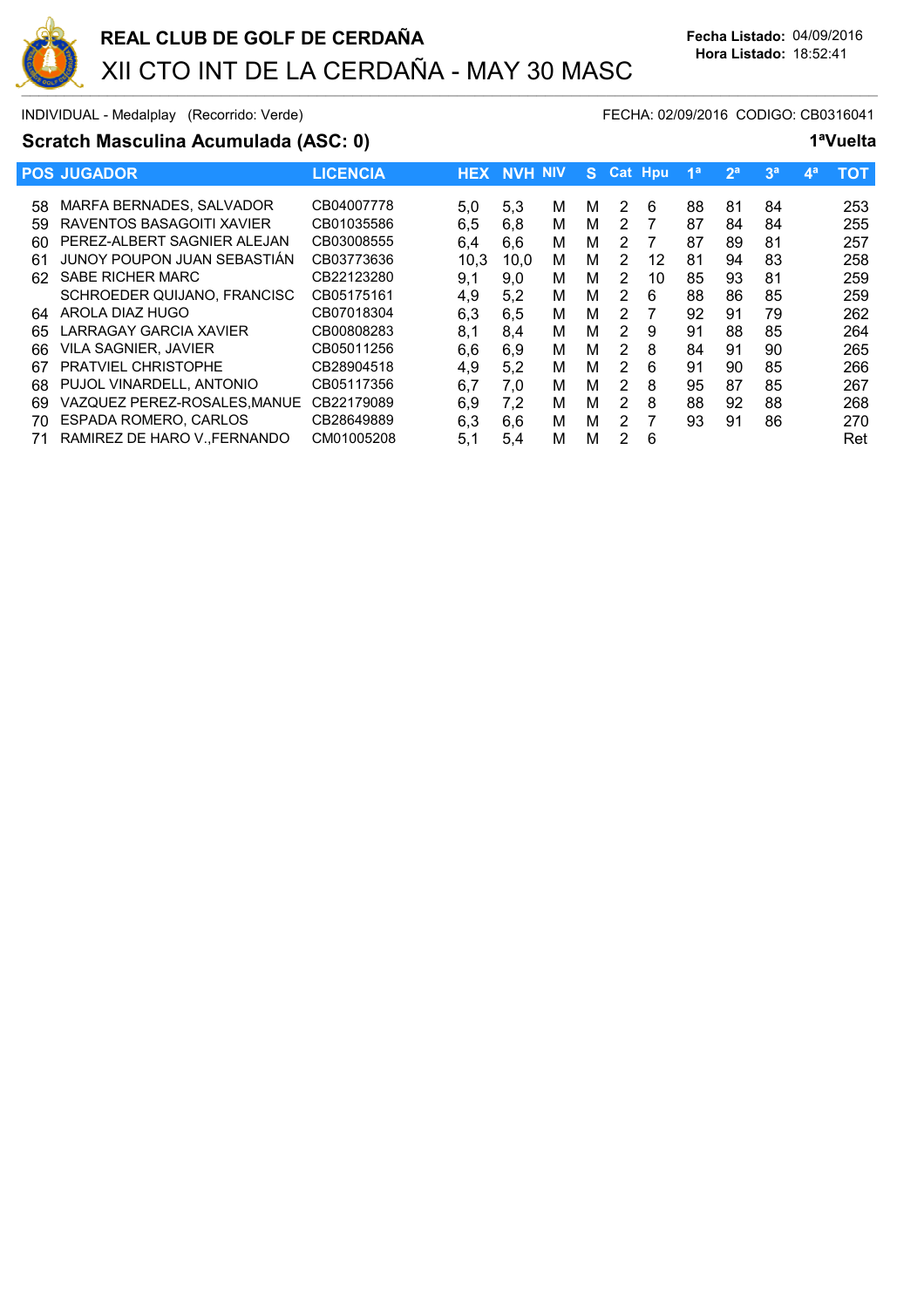# REAL CLUB DE GOLF DE CERDAÑA

## XII CTO INT DE LA CERDAÑA - MAY 30 MASC

**Fecha Listado:** 04/09/2016
**Hora Listado:** 18:52:41

INDIVIDUAL - Medalplay (Recorrido: Verde) FECHA: 02/09/2016 CODIGO: CB0316041

### Scratch Masculina Acumulada (ASC: 0) 1ªVuelta

| POS | JUGADOR | LICENCIA | HEX | NVH | NIV | S | Cat | Hpu | 1ª | 2ª | 3ª | 4ª | TOT |
|---|---|---|---|---|---|---|---|---|---|---|---|---|---|
| 58 | MARFA BERNADES, SALVADOR | CB04007778 | 5,0 | 5,3 | M | M | 2 | 6 | 88 | 81 | 84 | | 253 |
| 59 | RAVENTOS BASAGOITI XAVIER | CB01035586 | 6,5 | 6,8 | M | M | 2 | 7 | 87 | 84 | 84 | | 255 |
| 60 | PEREZ-ALBERT SAGNIER ALEJAN | CB03008555 | 6,4 | 6,6 | M | M | 2 | 7 | 87 | 89 | 81 | | 257 |
| 61 | JUNOY POUPON JUAN SEBASTIÁN | CB03773636 | 10,3 | 10,0 | M | M | 2 | 12 | 81 | 94 | 83 | | 258 |
| 62 | SABE RICHER MARC | CB22123280 | 9,1 | 9,0 | M | M | 2 | 10 | 85 | 93 | 81 | | 259 |
| | SCHROEDER QUIJANO, FRANCISC | CB05175161 | 4,9 | 5,2 | M | M | 2 | 6 | 88 | 86 | 85 | | 259 |
| 64 | AROLA DIAZ HUGO | CB07018304 | 6,3 | 6,5 | M | M | 2 | 7 | 92 | 91 | 79 | | 262 |
| 65 | LARRAGAY GARCIA XAVIER | CB00808283 | 8,1 | 8,4 | M | M | 2 | 9 | 91 | 88 | 85 | | 264 |
| 66 | VILA SAGNIER, JAVIER | CB05011256 | 6,6 | 6,9 | M | M | 2 | 8 | 84 | 91 | 90 | | 265 |
| 67 | PRATVIEL CHRISTOPHE | CB28904518 | 4,9 | 5,2 | M | M | 2 | 6 | 91 | 90 | 85 | | 266 |
| 68 | PUJOL VINARDELL, ANTONIO | CB05117356 | 6,7 | 7,0 | M | M | 2 | 8 | 95 | 87 | 85 | | 267 |
| 69 | VAZQUEZ PEREZ-ROSALES,MANUE | CB22179089 | 6,9 | 7,2 | M | M | 2 | 8 | 88 | 92 | 88 | | 268 |
| 70 | ESPADA ROMERO, CARLOS | CB28649889 | 6,3 | 6,6 | M | M | 2 | 7 | 93 | 91 | 86 | | 270 |
| 71 | RAMIREZ DE HARO V.,FERNANDO | CM01005208 | 5,1 | 5,4 | M | M | 2 | 6 | | | | | Ret |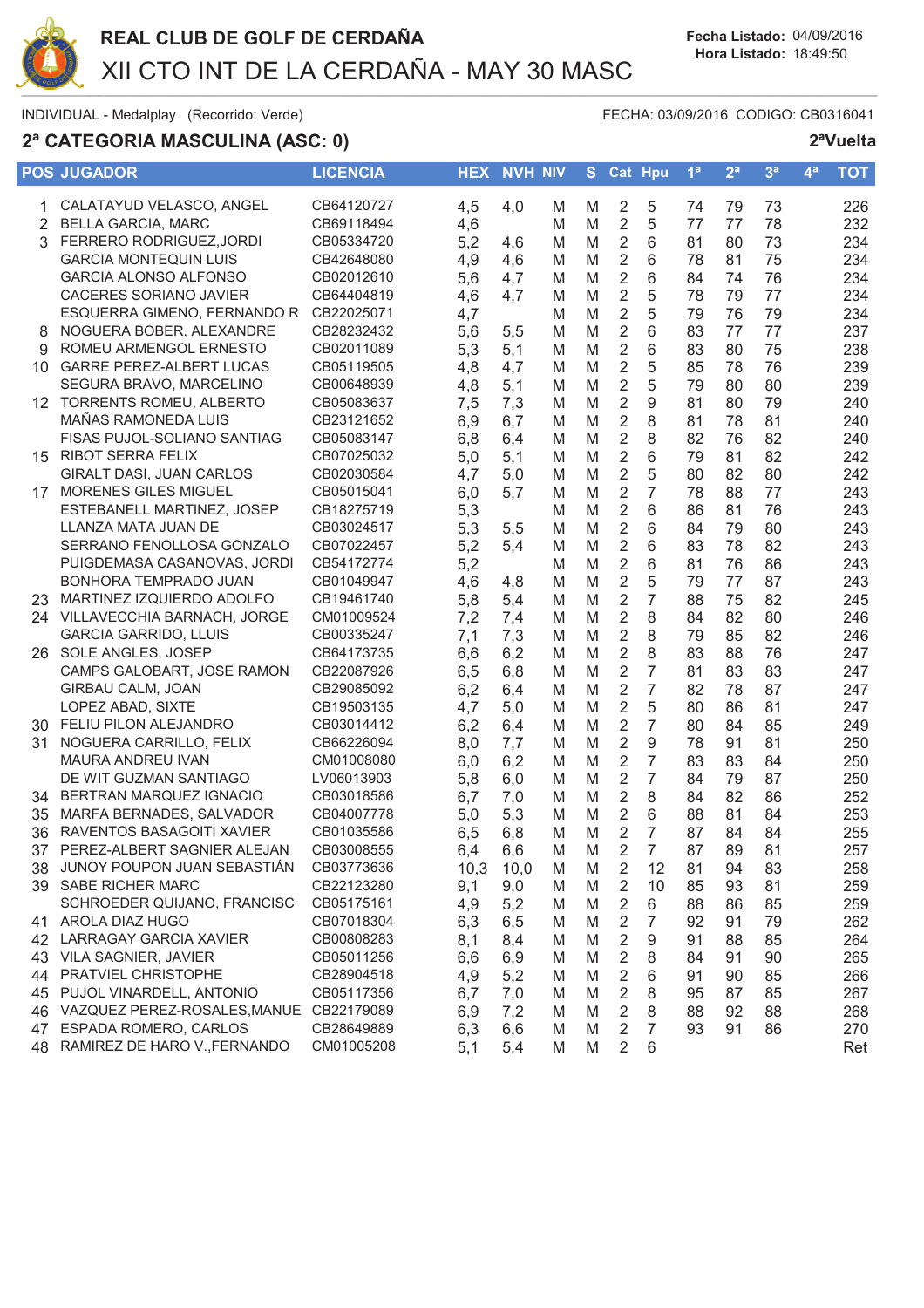# REAL CLUB DE GOLF DE CERDAÑA

## XII CTO INT DE LA CERDAÑA - MAY 30 MASC

**Fecha Listado:** 04/09/2016
**Hora Listado:** 18:49:50

INDIVIDUAL - Medalplay (Recorrido: Verde) FECHA: 03/09/2016 CODIGO: CB0316041

## 2ª CATEGORIA MASCULINA (ASC: 0)

**2ªVuelta**

| POS | JUGADOR | LICENCIA | HEX | NVH | NIV | S | Cat | Hpu | 1ª | 2ª | 3ª | 4ª | TOT |
|---|---|---|---|---|---|---|---|---|---|---|---|---|---|
| 1 | CALATAYUD VELASCO, ANGEL | CB64120727 | 4,5 | 4,0 | M | M | 2 | 5 | 74 | 79 | 73 | | 226 |
| 2 | BELLA GARCIA, MARC | CB69118494 | 4,6 | | M | M | 2 | 5 | 77 | 77 | 78 | | 232 |
| 3 | FERRERO RODRIGUEZ,JORDI | CB05334720 | 5,2 | 4,6 | M | M | 2 | 6 | 81 | 80 | 73 | | 234 |
| | GARCIA MONTEQUIN LUIS | CB42648080 | 4,9 | 4,6 | M | M | 2 | 6 | 78 | 81 | 75 | | 234 |
| | GARCIA ALONSO ALFONSO | CB02012610 | 5,6 | 4,7 | M | M | 2 | 6 | 84 | 74 | 76 | | 234 |
| | CACERES SORIANO JAVIER | CB64404819 | 4,6 | 4,7 | M | M | 2 | 5 | 78 | 79 | 77 | | 234 |
| | ESQUERRA GIMENO, FERNANDO R | CB22025071 | 4,7 | | M | M | 2 | 5 | 79 | 76 | 79 | | 234 |
| 8 | NOGUERA BOBER, ALEXANDRE | CB28232432 | 5,6 | 5,5 | M | M | 2 | 6 | 83 | 77 | 77 | | 237 |
| 9 | ROMEU ARMENGOL ERNESTO | CB02011089 | 5,3 | 5,1 | M | M | 2 | 6 | 83 | 80 | 75 | | 238 |
| 10 | GARRE PEREZ-ALBERT LUCAS | CB05119505 | 4,8 | 4,7 | M | M | 2 | 5 | 85 | 78 | 76 | | 239 |
| | SEGURA BRAVO, MARCELINO | CB00648939 | 4,8 | 5,1 | M | M | 2 | 5 | 79 | 80 | 80 | | 239 |
| 12 | TORRENTS ROMEU, ALBERTO | CB05083637 | 7,5 | 7,3 | M | M | 2 | 9 | 81 | 80 | 79 | | 240 |
| | MAÑAS RAMONEDA LUIS | CB23121652 | 6,9 | 6,7 | M | M | 2 | 8 | 81 | 78 | 81 | | 240 |
| | FISAS PUJOL-SOLIANO SANTIAG | CB05083147 | 6,8 | 6,4 | M | M | 2 | 8 | 82 | 76 | 82 | | 240 |
| 15 | RIBOT SERRA FELIX | CB07025032 | 5,0 | 5,1 | M | M | 2 | 6 | 79 | 81 | 82 | | 242 |
| | GIRALT DASI, JUAN CARLOS | CB02030584 | 4,7 | 5,0 | M | M | 2 | 5 | 80 | 82 | 80 | | 242 |
| 17 | MORENES GILES MIGUEL | CB05015041 | 6,0 | 5,7 | M | M | 2 | 7 | 78 | 88 | 77 | | 243 |
| | ESTEBANELL MARTINEZ, JOSEP | CB18275719 | 5,3 | | M | M | 2 | 6 | 86 | 81 | 76 | | 243 |
| | LLANZA MATA JUAN DE | CB03024517 | 5,3 | 5,5 | M | M | 2 | 6 | 84 | 79 | 80 | | 243 |
| | SERRANO FENOLLOSA GONZALO | CB07022457 | 5,2 | 5,4 | M | M | 2 | 6 | 83 | 78 | 82 | | 243 |
| | PUIGDEMASA CASANOVAS, JORDI | CB54172774 | 5,2 | | M | M | 2 | 6 | 81 | 76 | 86 | | 243 |
| | BONHORA TEMPRADO JUAN | CB01049947 | 4,6 | 4,8 | M | M | 2 | 5 | 79 | 77 | 87 | | 243 |
| 23 | MARTINEZ IZQUIERDO ADOLFO | CB19461740 | 5,8 | 5,4 | M | M | 2 | 7 | 88 | 75 | 82 | | 245 |
| 24 | VILLAVECCHIA BARNACH, JORGE | CM01009524 | 7,2 | 7,4 | M | M | 2 | 8 | 84 | 82 | 80 | | 246 |
| | GARCIA GARRIDO, LLUIS | CB00335247 | 7,1 | 7,3 | M | M | 2 | 8 | 79 | 85 | 82 | | 246 |
| 26 | SOLE ANGLES, JOSEP | CB64173735 | 6,6 | 6,2 | M | M | 2 | 8 | 83 | 88 | 76 | | 247 |
| | CAMPS GALOBART, JOSE RAMON | CB22087926 | 6,5 | 6,8 | M | M | 2 | 7 | 81 | 83 | 83 | | 247 |
| | GIRBAU CALM, JOAN | CB29085092 | 6,2 | 6,4 | M | M | 2 | 7 | 82 | 78 | 87 | | 247 |
| | LOPEZ ABAD, SIXTE | CB19503135 | 4,7 | 5,0 | M | M | 2 | 5 | 80 | 86 | 81 | | 247 |
| 30 | FELIU PILON ALEJANDRO | CB03014412 | 6,2 | 6,4 | M | M | 2 | 7 | 80 | 84 | 85 | | 249 |
| 31 | NOGUERA CARRILLO, FELIX | CB66226094 | 8,0 | 7,7 | M | M | 2 | 9 | 78 | 91 | 81 | | 250 |
| | MAURA ANDREU IVAN | CM01008080 | 6,0 | 6,2 | M | M | 2 | 7 | 83 | 83 | 84 | | 250 |
| | DE WIT GUZMAN SANTIAGO | LV06013903 | 5,8 | 6,0 | M | M | 2 | 7 | 84 | 79 | 87 | | 250 |
| 34 | BERTRAN MARQUEZ IGNACIO | CB03018586 | 6,7 | 7,0 | M | M | 2 | 8 | 84 | 82 | 86 | | 252 |
| 35 | MARFA BERNADES, SALVADOR | CB04007778 | 5,0 | 5,3 | M | M | 2 | 6 | 88 | 81 | 84 | | 253 |
| 36 | RAVENTOS BASAGOITI XAVIER | CB01035586 | 6,5 | 6,8 | M | M | 2 | 7 | 87 | 84 | 84 | | 255 |
| 37 | PEREZ-ALBERT SAGNIER ALEJAN | CB03008555 | 6,4 | 6,6 | M | M | 2 | 7 | 87 | 89 | 81 | | 257 |
| 38 | JUNOY POUPON JUAN SEBASTIÁN | CB03773636 | 10,3 | 10,0 | M | M | 2 | 12 | 81 | 94 | 83 | | 258 |
| 39 | SABE RICHER MARC | CB22123280 | 9,1 | 9,0 | M | M | 2 | 10 | 85 | 93 | 81 | | 259 |
| | SCHROEDER QUIJANO, FRANCISC | CB05175161 | 4,9 | 5,2 | M | M | 2 | 6 | 88 | 86 | 85 | | 259 |
| 41 | AROLA DIAZ HUGO | CB07018304 | 6,3 | 6,5 | M | M | 2 | 7 | 92 | 91 | 79 | | 262 |
| 42 | LARRAGAY GARCIA XAVIER | CB00808283 | 8,1 | 8,4 | M | M | 2 | 9 | 91 | 88 | 85 | | 264 |
| 43 | VILA SAGNIER, JAVIER | CB05011256 | 6,6 | 6,9 | M | M | 2 | 8 | 84 | 91 | 90 | | 265 |
| 44 | PRATVIEL CHRISTOPHE | CB28904518 | 4,9 | 5,2 | M | M | 2 | 6 | 91 | 90 | 85 | | 266 |
| 45 | PUJOL VINARDELL, ANTONIO | CB05117356 | 6,7 | 7,0 | M | M | 2 | 8 | 95 | 87 | 85 | | 267 |
| 46 | VAZQUEZ PEREZ-ROSALES,MANUE | CB22179089 | 6,9 | 7,2 | M | M | 2 | 8 | 88 | 92 | 88 | | 268 |
| 47 | ESPADA ROMERO, CARLOS | CB28649889 | 6,3 | 6,6 | M | M | 2 | 7 | 93 | 91 | 86 | | 270 |
| 48 | RAMIREZ DE HARO V.,FERNANDO | CM01005208 | 5,1 | 5,4 | M | M | 2 | 6 | | | | | Ret |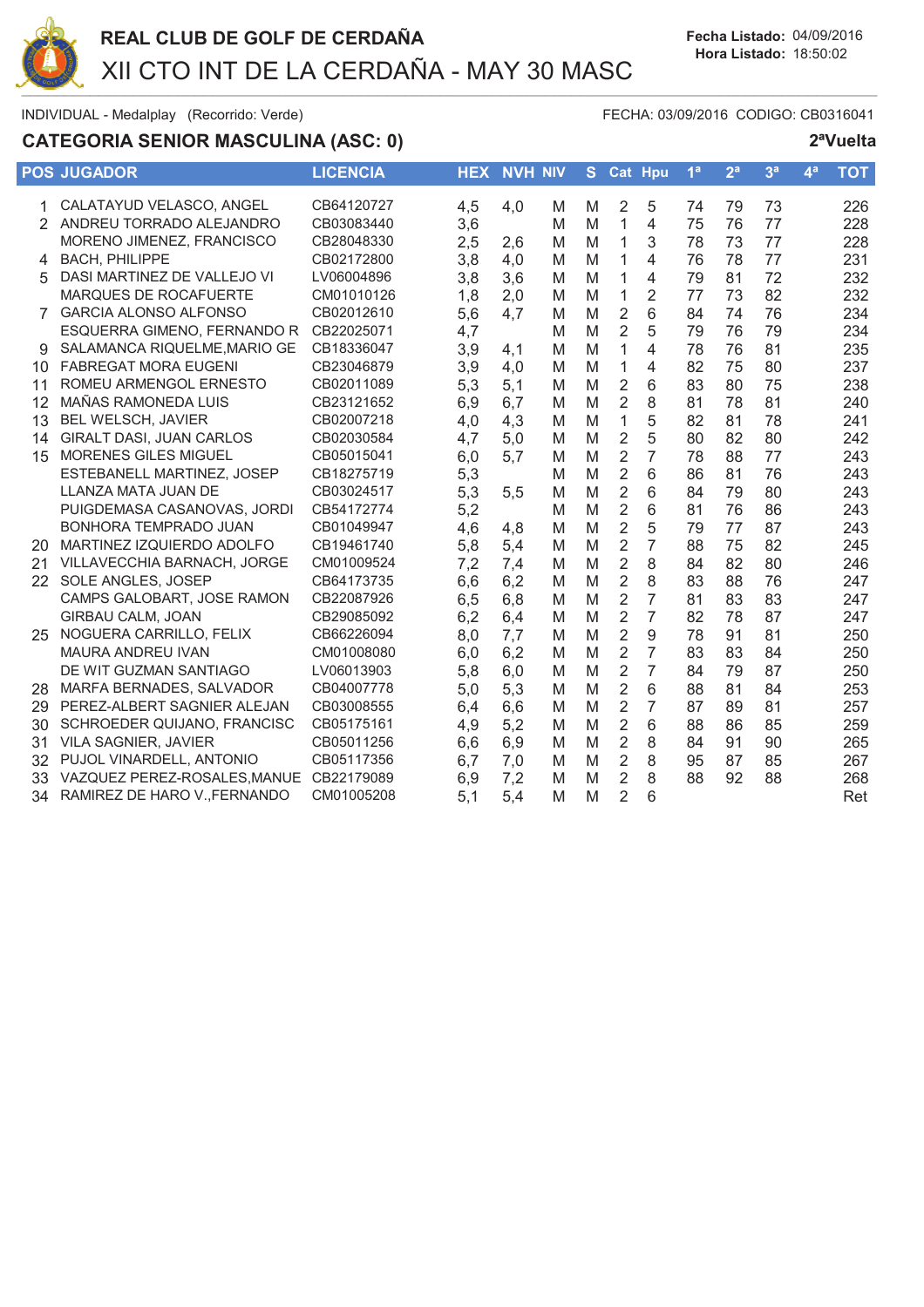# REAL CLUB DE GOLF DE CERDAÑA

## XII CTO INT DE LA CERDAÑA - MAY 30 MASC

**Fecha Listado:** 04/09/2016
**Hora Listado:** 18:50:02

INDIVIDUAL - Medalplay (Recorrido: Verde) FECHA: 03/09/2016 CODIGO: CB0316041

## CATEGORIA SENIOR MASCULINA (ASC: 0)

**2ªVuelta**

| POS | JUGADOR | LICENCIA | HEX | NVH | NIV | S | Cat | Hpu | 1ª | 2ª | 3ª | 4ª | TOT |
|---|---|---|---|---|---|---|---|---|---|---|---|---|---|
| 1 | CALATAYUD VELASCO, ANGEL | CB64120727 | 4,5 | 4,0 | M | M | 2 | 5 | 74 | 79 | 73 | | 226 |
| 2 | ANDREU TORRADO ALEJANDRO | CB03083440 | 3,6 | | M | M | 1 | 4 | 75 | 76 | 77 | | 228 |
| | MORENO JIMENEZ, FRANCISCO | CB28048330 | 2,5 | 2,6 | M | M | 1 | 3 | 78 | 73 | 77 | | 228 |
| 4 | BACH, PHILIPPE | CB02172800 | 3,8 | 4,0 | M | M | 1 | 4 | 76 | 78 | 77 | | 231 |
| 5 | DASI MARTINEZ DE VALLEJO VI | LV06004896 | 3,8 | 3,6 | M | M | 1 | 4 | 79 | 81 | 72 | | 232 |
| | MARQUES DE ROCAFUERTE | CM01010126 | 1,8 | 2,0 | M | M | 1 | 2 | 77 | 73 | 82 | | 232 |
| 7 | GARCIA ALONSO ALFONSO | CB02012610 | 5,6 | 4,7 | M | M | 2 | 6 | 84 | 74 | 76 | | 234 |
| | ESQUERRA GIMENO, FERNANDO R | CB22025071 | 4,7 | | M | M | 2 | 5 | 79 | 76 | 79 | | 234 |
| 9 | SALAMANCA RIQUELME,MARIO GE | CB18336047 | 3,9 | 4,1 | M | M | 1 | 4 | 78 | 76 | 81 | | 235 |
| 10 | FABREGAT MORA EUGENI | CB23046879 | 3,9 | 4,0 | M | M | 1 | 4 | 82 | 75 | 80 | | 237 |
| 11 | ROMEU ARMENGOL ERNESTO | CB02011089 | 5,3 | 5,1 | M | M | 2 | 6 | 83 | 80 | 75 | | 238 |
| 12 | MAÑAS RAMONEDA LUIS | CB23121652 | 6,9 | 6,7 | M | M | 2 | 8 | 81 | 78 | 81 | | 240 |
| 13 | BEL WELSCH, JAVIER | CB02007218 | 4,0 | 4,3 | M | M | 1 | 5 | 82 | 81 | 78 | | 241 |
| 14 | GIRALT DASI, JUAN CARLOS | CB02030584 | 4,7 | 5,0 | M | M | 2 | 5 | 80 | 82 | 80 | | 242 |
| 15 | MORENES GILES MIGUEL | CB05015041 | 6,0 | 5,7 | M | M | 2 | 7 | 78 | 88 | 77 | | 243 |
| | ESTEBANELL MARTINEZ, JOSEP | CB18275719 | 5,3 | | M | M | 2 | 6 | 86 | 81 | 76 | | 243 |
| | LLANZA MATA JUAN DE | CB03024517 | 5,3 | 5,5 | M | M | 2 | 6 | 84 | 79 | 80 | | 243 |
| | PUIGDEMASA CASANOVAS, JORDI | CB54172774 | 5,2 | | M | M | 2 | 6 | 81 | 76 | 86 | | 243 |
| | BONHORA TEMPRADO JUAN | CB01049947 | 4,6 | 4,8 | M | M | 2 | 5 | 79 | 77 | 87 | | 243 |
| 20 | MARTINEZ IZQUIERDO ADOLFO | CB19461740 | 5,8 | 5,4 | M | M | 2 | 7 | 88 | 75 | 82 | | 245 |
| 21 | VILLAVECCHIA BARNACH, JORGE | CM01009524 | 7,2 | 7,4 | M | M | 2 | 8 | 84 | 82 | 80 | | 246 |
| 22 | SOLE ANGLES, JOSEP | CB64173735 | 6,6 | 6,2 | M | M | 2 | 8 | 83 | 88 | 76 | | 247 |
| | CAMPS GALOBART, JOSE RAMON | CB22087926 | 6,5 | 6,8 | M | M | 2 | 7 | 81 | 83 | 83 | | 247 |
| | GIRBAU CALM, JOAN | CB29085092 | 6,2 | 6,4 | M | M | 2 | 7 | 82 | 78 | 87 | | 247 |
| 25 | NOGUERA CARRILLO, FELIX | CB66226094 | 8,0 | 7,7 | M | M | 2 | 9 | 78 | 91 | 81 | | 250 |
| | MAURA ANDREU IVAN | CM01008080 | 6,0 | 6,2 | M | M | 2 | 7 | 83 | 83 | 84 | | 250 |
| | DE WIT GUZMAN SANTIAGO | LV06013903 | 5,8 | 6,0 | M | M | 2 | 7 | 84 | 79 | 87 | | 250 |
| 28 | MARFA BERNADES, SALVADOR | CB04007778 | 5,0 | 5,3 | M | M | 2 | 6 | 88 | 81 | 84 | | 253 |
| 29 | PEREZ-ALBERT SAGNIER ALEJAN | CB03008555 | 6,4 | 6,6 | M | M | 2 | 7 | 87 | 89 | 81 | | 257 |
| 30 | SCHROEDER QUIJANO, FRANCISC | CB05175161 | 4,9 | 5,2 | M | M | 2 | 6 | 88 | 86 | 85 | | 259 |
| 31 | VILA SAGNIER, JAVIER | CB05011256 | 6,6 | 6,9 | M | M | 2 | 8 | 84 | 91 | 90 | | 265 |
| 32 | PUJOL VINARDELL, ANTONIO | CB05117356 | 6,7 | 7,0 | M | M | 2 | 8 | 95 | 87 | 85 | | 267 |
| 33 | VAZQUEZ PEREZ-ROSALES,MANUE | CB22179089 | 6,9 | 7,2 | M | M | 2 | 8 | 88 | 92 | 88 | | 268 |
| 34 | RAMIREZ DE HARO V.,FERNANDO | CM01005208 | 5,1 | 5,4 | M | M | 2 | 6 | | | | | Ret |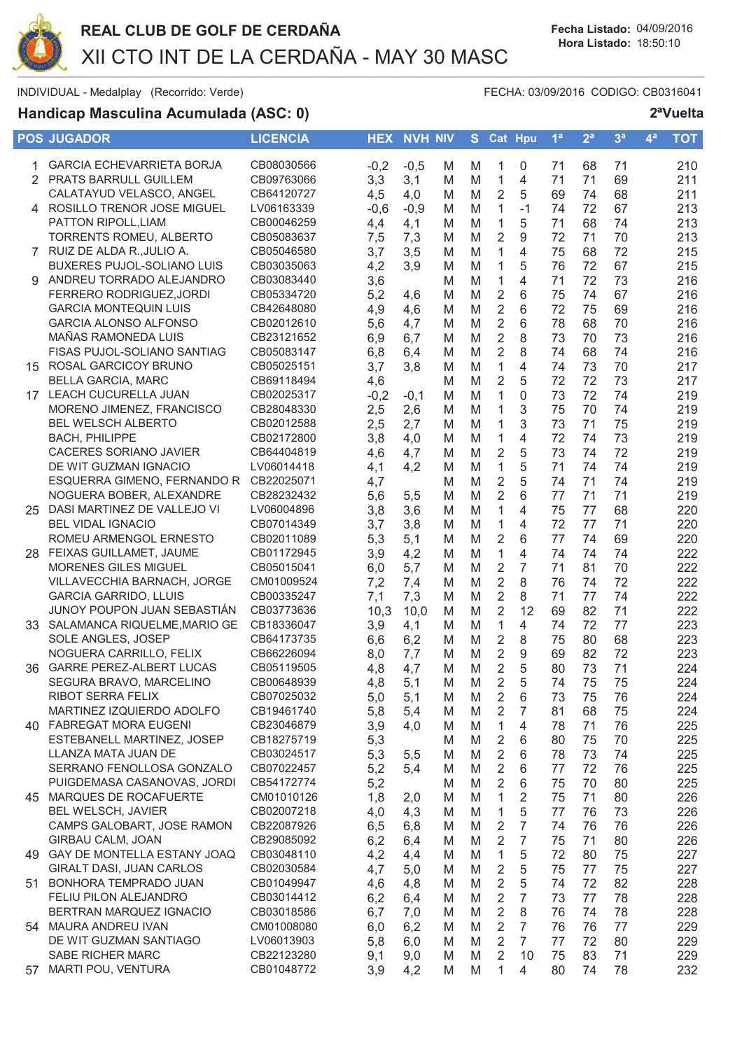# REAL CLUB DE GOLF DE CERDAÑA

## XII CTO INT DE LA CERDAÑA - MAY 30 MASC

Fecha Listado: 04/09/2016
Hora Listado: 18:50:10

INDIVIDUAL - Medalplay (Recorrido: Verde) FECHA: 03/09/2016 CODIGO: CB0316041

### Handicap Masculina Acumulada (ASC: 0)

2ªVuelta

| POS | JUGADOR | LICENCIA | HEX | NVH | NIV | S | Cat | Hpu | 1ª | 2ª | 3ª | 4ª | TOT |
|---|---|---|---|---|---|---|---|---|---|---|---|---|---|
| 1 | GARCIA ECHEVARRIETA BORJA | CB08030566 | -0,2 | -0,5 | M | M | 1 | 0 | 71 | 68 | 71 | | 210 |
| 2 | PRATS BARRULL GUILLEM | CB09763066 | 3,3 | 3,1 | M | M | 1 | 4 | 71 | 71 | 69 | | 211 |
| | CALATAYUD VELASCO, ANGEL | CB64120727 | 4,5 | 4,0 | M | M | 2 | 5 | 69 | 74 | 68 | | 211 |
| 4 | ROSILLO TRENOR JOSE MIGUEL | LV06163339 | -0,6 | -0,9 | M | M | 1 | -1 | 74 | 72 | 67 | | 213 |
| | PATTON RIPOLL,LIAM | CB00046259 | 4,4 | 4,1 | M | M | 1 | 5 | 71 | 68 | 74 | | 213 |
| | TORRENTS ROMEU, ALBERTO | CB05083637 | 7,5 | 7,3 | M | M | 2 | 9 | 72 | 71 | 70 | | 213 |
| 7 | RUIZ DE ALDA R.,JULIO A. | CB05046580 | 3,7 | 3,5 | M | M | 1 | 4 | 75 | 68 | 72 | | 215 |
| | BUXERES PUJOL-SOLIANO LUIS | CB03035063 | 4,2 | 3,9 | M | M | 1 | 5 | 76 | 72 | 67 | | 215 |
| 9 | ANDREU TORRADO ALEJANDRO | CB03083440 | 3,6 | | M | M | 1 | 4 | 71 | 72 | 73 | | 216 |
| | FERRERO RODRIGUEZ,JORDI | CB05334720 | 5,2 | 4,6 | M | M | 2 | 6 | 75 | 74 | 67 | | 216 |
| | GARCIA MONTEQUIN LUIS | CB42648080 | 4,9 | 4,6 | M | M | 2 | 6 | 72 | 75 | 69 | | 216 |
| | GARCIA ALONSO ALFONSO | CB02012610 | 5,6 | 4,7 | M | M | 2 | 6 | 78 | 68 | 70 | | 216 |
| | MAÑAS RAMONEDA LUIS | CB23121652 | 6,9 | 6,7 | M | M | 2 | 8 | 73 | 70 | 73 | | 216 |
| | FISAS PUJOL-SOLIANO SANTIAG | CB05083147 | 6,8 | 6,4 | M | M | 2 | 8 | 74 | 68 | 74 | | 216 |
| 15 | ROSAL GARCICOY BRUNO | CB05025151 | 3,7 | 3,8 | M | M | 1 | 4 | 74 | 73 | 70 | | 217 |
| | BELLA GARCIA, MARC | CB69118494 | 4,6 | | M | M | 2 | 5 | 72 | 72 | 73 | | 217 |
| 17 | LEACH CUCURELLA JUAN | CB02025317 | -0,2 | -0,1 | M | M | 1 | 0 | 73 | 72 | 74 | | 219 |
| | MORENO JIMENEZ, FRANCISCO | CB28048330 | 2,5 | 2,6 | M | M | 1 | 3 | 75 | 70 | 74 | | 219 |
| | BEL WELSCH ALBERTO | CB02012588 | 2,5 | 2,7 | M | M | 1 | 3 | 73 | 71 | 75 | | 219 |
| | BACH, PHILIPPE | CB02172800 | 3,8 | 4,0 | M | M | 1 | 4 | 72 | 74 | 73 | | 219 |
| | CACERES SORIANO JAVIER | CB64404819 | 4,6 | 4,7 | M | M | 2 | 5 | 73 | 74 | 72 | | 219 |
| | DE WIT GUZMAN IGNACIO | LV06014418 | 4,1 | 4,2 | M | M | 1 | 5 | 71 | 74 | 74 | | 219 |
| | ESQUERRA GIMENO, FERNANDO R | CB22025071 | 4,7 | | M | M | 2 | 5 | 74 | 71 | 74 | | 219 |
| | NOGUERA BOBER, ALEXANDRE | CB28232432 | 5,6 | 5,5 | M | M | 2 | 6 | 77 | 71 | 71 | | 219 |
| 25 | DASI MARTINEZ DE VALLEJO VI | LV06004896 | 3,8 | 3,6 | M | M | 1 | 4 | 75 | 77 | 68 | | 220 |
| | BEL VIDAL IGNACIO | CB07014349 | 3,7 | 3,8 | M | M | 1 | 4 | 72 | 77 | 71 | | 220 |
| | ROMEU ARMENGOL ERNESTO | CB02011089 | 5,3 | 5,1 | M | M | 2 | 6 | 77 | 74 | 69 | | 220 |
| 28 | FEIXAS GUILLAMET, JAUME | CB01172945 | 3,9 | 4,2 | M | M | 1 | 4 | 74 | 74 | 74 | | 222 |
| | MORENES GILES MIGUEL | CB05015041 | 6,0 | 5,7 | M | M | 2 | 7 | 71 | 81 | 70 | | 222 |
| | VILLAVECCHIA BARNACH, JORGE | CM01009524 | 7,2 | 7,4 | M | M | 2 | 8 | 76 | 74 | 72 | | 222 |
| | GARCIA GARRIDO, LLUIS | CB00335247 | 7,1 | 7,3 | M | M | 2 | 8 | 71 | 77 | 74 | | 222 |
| | JUNOY POUPON JUAN SEBASTIÁN | CB03773636 | 10,3 | 10,0 | M | M | 2 | 12 | 69 | 82 | 71 | | 222 |
| 33 | SALAMANCA RIQUELME,MARIO GE | CB18336047 | 3,9 | 4,1 | M | M | 1 | 4 | 74 | 72 | 77 | | 223 |
| | SOLE ANGLES, JOSEP | CB64173735 | 6,6 | 6,2 | M | M | 2 | 8 | 75 | 80 | 68 | | 223 |
| | NOGUERA CARRILLO, FELIX | CB66226094 | 8,0 | 7,7 | M | M | 2 | 9 | 69 | 82 | 72 | | 223 |
| 36 | GARRE PEREZ-ALBERT LUCAS | CB05119505 | 4,8 | 4,7 | M | M | 2 | 5 | 80 | 73 | 71 | | 224 |
| | SEGURA BRAVO, MARCELINO | CB00648939 | 4,8 | 5,1 | M | M | 2 | 5 | 74 | 75 | 75 | | 224 |
| | RIBOT SERRA FELIX | CB07025032 | 5,0 | 5,1 | M | M | 2 | 6 | 73 | 75 | 76 | | 224 |
| | MARTINEZ IZQUIERDO ADOLFO | CB19461740 | 5,8 | 5,4 | M | M | 2 | 7 | 81 | 68 | 75 | | 224 |
| 40 | FABREGAT MORA EUGENI | CB23046879 | 3,9 | 4,0 | M | M | 1 | 4 | 78 | 71 | 76 | | 225 |
| | ESTEBANELL MARTINEZ, JOSEP | CB18275719 | 5,3 | | M | M | 2 | 6 | 80 | 75 | 70 | | 225 |
| | LLANZA MATA JUAN DE | CB03024517 | 5,3 | 5,5 | M | M | 2 | 6 | 78 | 73 | 74 | | 225 |
| | SERRANO FENOLLOSA GONZALO | CB07022457 | 5,2 | 5,4 | M | M | 2 | 6 | 77 | 72 | 76 | | 225 |
| | PUIGDEMASA CASANOVAS, JORDI | CB54172774 | 5,2 | | M | M | 2 | 6 | 75 | 70 | 80 | | 225 |
| 45 | MARQUES DE ROCAFUERTE | CM01010126 | 1,8 | 2,0 | M | M | 1 | 2 | 75 | 71 | 80 | | 226 |
| | BEL WELSCH, JAVIER | CB02007218 | 4,0 | 4,3 | M | M | 1 | 5 | 77 | 76 | 73 | | 226 |
| | CAMPS GALOBART, JOSE RAMON | CB22087926 | 6,5 | 6,8 | M | M | 2 | 7 | 74 | 76 | 76 | | 226 |
| | GIRBAU CALM, JOAN | CB29085092 | 6,2 | 6,4 | M | M | 2 | 7 | 75 | 71 | 80 | | 226 |
| 49 | GAY DE MONTELLA ESTANY JOAQ | CB03048110 | 4,2 | 4,4 | M | M | 1 | 5 | 72 | 80 | 75 | | 227 |
| | GIRALT DASI, JUAN CARLOS | CB02030584 | 4,7 | 5,0 | M | M | 2 | 5 | 75 | 77 | 75 | | 227 |
| 51 | BONHORA TEMPRADO JUAN | CB01049947 | 4,6 | 4,8 | M | M | 2 | 5 | 74 | 72 | 82 | | 228 |
| | FELIU PILON ALEJANDRO | CB03014412 | 6,2 | 6,4 | M | M | 2 | 7 | 73 | 77 | 78 | | 228 |
| | BERTRAN MARQUEZ IGNACIO | CB03018586 | 6,7 | 7,0 | M | M | 2 | 8 | 76 | 74 | 78 | | 228 |
| 54 | MAURA ANDREU IVAN | CM01008080 | 6,0 | 6,2 | M | M | 2 | 7 | 76 | 76 | 77 | | 229 |
| | DE WIT GUZMAN SANTIAGO | LV06013903 | 5,8 | 6,0 | M | M | 2 | 7 | 77 | 72 | 80 | | 229 |
| | SABE RICHER MARC | CB22123280 | 9,1 | 9,0 | M | M | 2 | 10 | 75 | 83 | 71 | | 229 |
| 57 | MARTI POU, VENTURA | CB01048772 | 3,9 | 4,2 | M | M | 1 | 4 | 80 | 74 | 78 | | 232 |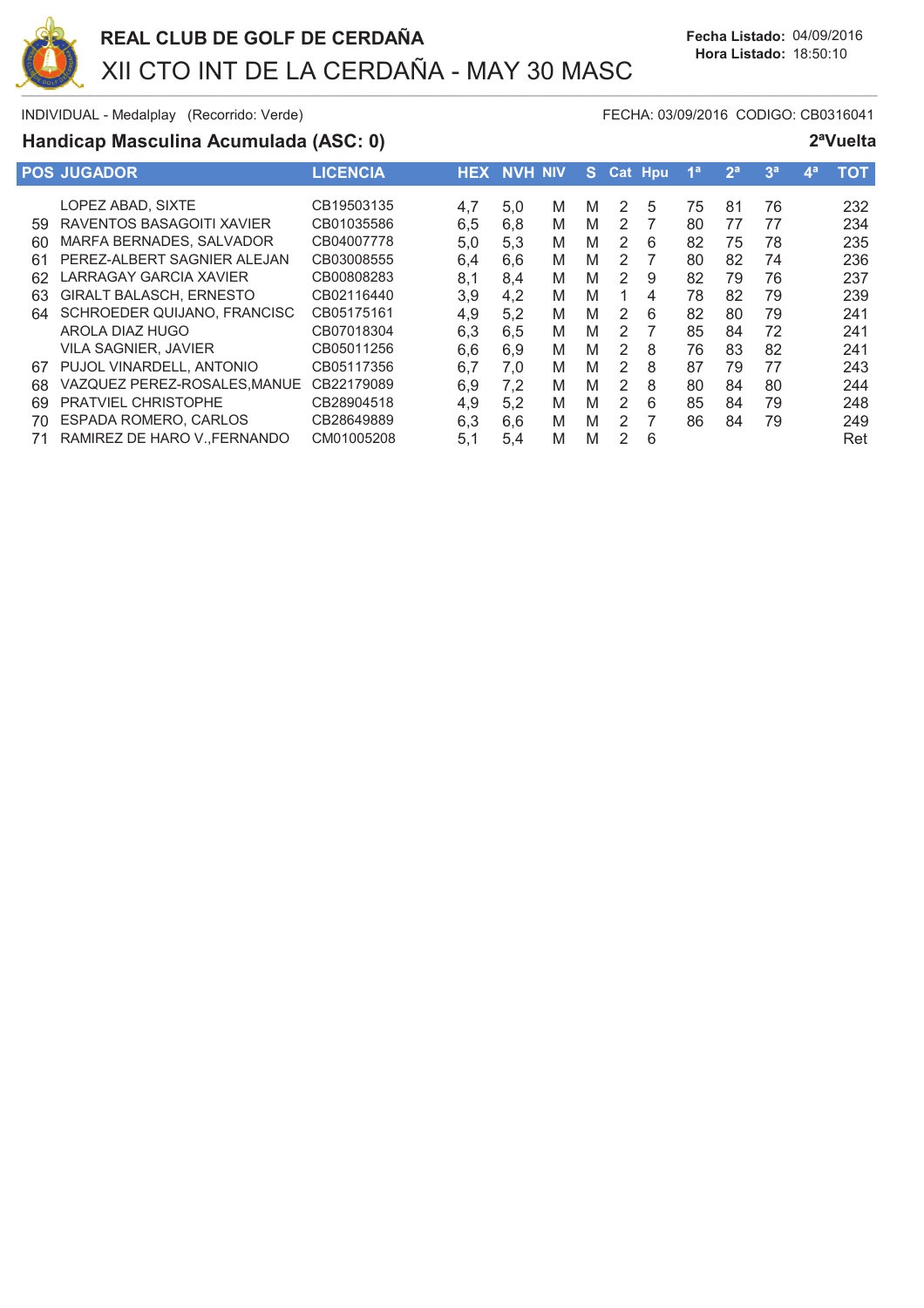# REAL CLUB DE GOLF DE CERDAÑA

## XII CTO INT DE LA CERDAÑA - MAY 30 MASC

**Fecha Listado:** 04/09/2016
**Hora Listado:** 18:50:10

INDIVIDUAL - Medalplay (Recorrido: Verde) FECHA: 03/09/2016 CODIGO: CB0316041

### Handicap Masculina Acumulada (ASC: 0) — 2ªVuelta

| POS | JUGADOR | LICENCIA | HEX | NVH | NIV | S | Cat | Hpu | 1ª | 2ª | 3ª | 4ª | TOT |
|---|---|---|---|---|---|---|---|---|---|---|---|---|---|
| | LOPEZ ABAD, SIXTE | CB19503135 | 4,7 | 5,0 | M | M | 2 | 5 | 75 | 81 | 76 | | 232 |
| 59 | RAVENTOS BASAGOITI XAVIER | CB01035586 | 6,5 | 6,8 | M | M | 2 | 7 | 80 | 77 | 77 | | 234 |
| 60 | MARFA BERNADES, SALVADOR | CB04007778 | 5,0 | 5,3 | M | M | 2 | 6 | 82 | 75 | 78 | | 235 |
| 61 | PEREZ-ALBERT SAGNIER ALEJAN | CB03008555 | 6,4 | 6,6 | M | M | 2 | 7 | 80 | 82 | 74 | | 236 |
| 62 | LARRAGAY GARCIA XAVIER | CB00808283 | 8,1 | 8,4 | M | M | 2 | 9 | 82 | 79 | 76 | | 237 |
| 63 | GIRALT BALASCH, ERNESTO | CB02116440 | 3,9 | 4,2 | M | M | 1 | 4 | 78 | 82 | 79 | | 239 |
| 64 | SCHROEDER QUIJANO, FRANCISC | CB05175161 | 4,9 | 5,2 | M | M | 2 | 6 | 82 | 80 | 79 | | 241 |
| | AROLA DIAZ HUGO | CB07018304 | 6,3 | 6,5 | M | M | 2 | 7 | 85 | 84 | 72 | | 241 |
| | VILA SAGNIER, JAVIER | CB05011256 | 6,6 | 6,9 | M | M | 2 | 8 | 76 | 83 | 82 | | 241 |
| 67 | PUJOL VINARDELL, ANTONIO | CB05117356 | 6,7 | 7,0 | M | M | 2 | 8 | 87 | 79 | 77 | | 243 |
| 68 | VAZQUEZ PEREZ-ROSALES,MANUE | CB22179089 | 6,9 | 7,2 | M | M | 2 | 8 | 80 | 84 | 80 | | 244 |
| 69 | PRATVIEL CHRISTOPHE | CB28904518 | 4,9 | 5,2 | M | M | 2 | 6 | 85 | 84 | 79 | | 248 |
| 70 | ESPADA ROMERO, CARLOS | CB28649889 | 6,3 | 6,6 | M | M | 2 | 7 | 86 | 84 | 79 | | 249 |
| 71 | RAMIREZ DE HARO V.,FERNANDO | CM01005208 | 5,1 | 5,4 | M | M | 2 | 6 | | | | | Ret |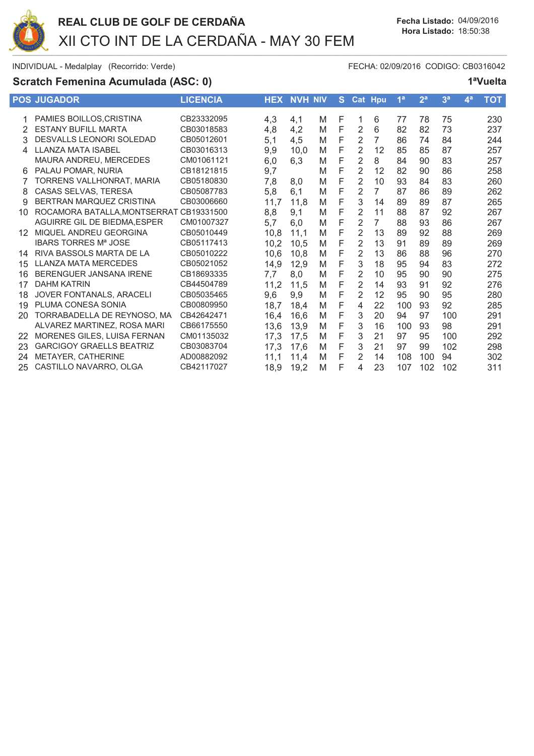# REAL CLUB DE GOLF DE CERDAÑA

## XII CTO INT DE LA CERDAÑA - MAY 30 FEM

**Fecha Listado:** 04/09/2016
**Hora Listado:** 18:50:38

INDIVIDUAL - Medalplay (Recorrido: Verde) FECHA: 02/09/2016 CODIGO: CB0316042

### Scratch Femenina Acumulada (ASC: 0) 1ªVuelta

| POS | JUGADOR | LICENCIA | HEX | NVH | NIV | S | Cat | Hpu | 1ª | 2ª | 3ª | 4ª | TOT |
|---|---|---|---|---|---|---|---|---|---|---|---|---|---|
| 1 | PAMIES BOILLOS,CRISTINA | CB23332095 | 4,3 | 4,1 | M | F | 1 | 6 | 77 | 78 | 75 | | 230 |
| 2 | ESTANY BUFILL MARTA | CB03018583 | 4,8 | 4,2 | M | F | 2 | 6 | 82 | 82 | 73 | | 237 |
| 3 | DESVALLS LEONORI SOLEDAD | CB05012601 | 5,1 | 4,5 | M | F | 2 | 7 | 86 | 74 | 84 | | 244 |
| 4 | LLANZA MATA ISABEL | CB03016313 | 9,9 | 10,0 | M | F | 2 | 12 | 85 | 85 | 87 | | 257 |
| | MAURA ANDREU, MERCEDES | CM01061121 | 6,0 | 6,3 | M | F | 2 | 8 | 84 | 90 | 83 | | 257 |
| 6 | PALAU POMAR, NURIA | CB18121815 | 9,7 | | M | F | 2 | 12 | 82 | 90 | 86 | | 258 |
| 7 | TORRENS VALLHONRAT, MARIA | CB05180830 | 7,8 | 8,0 | M | F | 2 | 10 | 93 | 84 | 83 | | 260 |
| 8 | CASAS SELVAS, TERESA | CB05087783 | 5,8 | 6,1 | M | F | 2 | 7 | 87 | 86 | 89 | | 262 |
| 9 | BERTRAN MARQUEZ CRISTINA | CB03006660 | 11,7 | 11,8 | M | F | 3 | 14 | 89 | 89 | 87 | | 265 |
| 10 | ROCAMORA BATALLA,MONTSERRAT | CB19331500 | 8,8 | 9,1 | M | F | 2 | 11 | 88 | 87 | 92 | | 267 |
| | AGUIRRE GIL DE BIEDMA,ESPER | CM01007327 | 5,7 | 6,0 | M | F | 2 | 7 | 88 | 93 | 86 | | 267 |
| 12 | MIQUEL ANDREU GEORGINA | CB05010449 | 10,8 | 11,1 | M | F | 2 | 13 | 89 | 92 | 88 | | 269 |
| | IBARS TORRES Mª JOSE | CB05117413 | 10,2 | 10,5 | M | F | 2 | 13 | 91 | 89 | 89 | | 269 |
| 14 | RIVA BASSOLS MARTA DE LA | CB05010222 | 10,6 | 10,8 | M | F | 2 | 13 | 86 | 88 | 96 | | 270 |
| 15 | LLANZA MATA MERCEDES | CB05021052 | 14,9 | 12,9 | M | F | 3 | 18 | 95 | 94 | 83 | | 272 |
| 16 | BERENGUER JANSANA IRENE | CB18693335 | 7,7 | 8,0 | M | F | 2 | 10 | 95 | 90 | 90 | | 275 |
| 17 | DAHM KATRIN | CB44504789 | 11,2 | 11,5 | M | F | 2 | 14 | 93 | 91 | 92 | | 276 |
| 18 | JOVER FONTANALS, ARACELI | CB05035465 | 9,6 | 9,9 | M | F | 2 | 12 | 95 | 90 | 95 | | 280 |
| 19 | PLUMA CONESA SONIA | CB00809950 | 18,7 | 18,4 | M | F | 4 | 22 | 100 | 93 | 92 | | 285 |
| 20 | TORRABADELLA DE REYNOSO, MA | CB42642471 | 16,4 | 16,6 | M | F | 3 | 20 | 94 | 97 | 100 | | 291 |
| | ALVAREZ MARTINEZ, ROSA MARI | CB66175550 | 13,6 | 13,9 | M | F | 3 | 16 | 100 | 93 | 98 | | 291 |
| 22 | MORENES GILES, LUISA FERNAN | CM01135032 | 17,3 | 17,5 | M | F | 3 | 21 | 97 | 95 | 100 | | 292 |
| 23 | GARCIGOY GRAELLS BEATRIZ | CB03083704 | 17,3 | 17,6 | M | F | 3 | 21 | 97 | 99 | 102 | | 298 |
| 24 | METAYER, CATHERINE | AD00882092 | 11,1 | 11,4 | M | F | 2 | 14 | 108 | 100 | 94 | | 302 |
| 25 | CASTILLO NAVARRO, OLGA | CB42117027 | 18,9 | 19,2 | M | F | 4 | 23 | 107 | 102 | 102 | | 311 |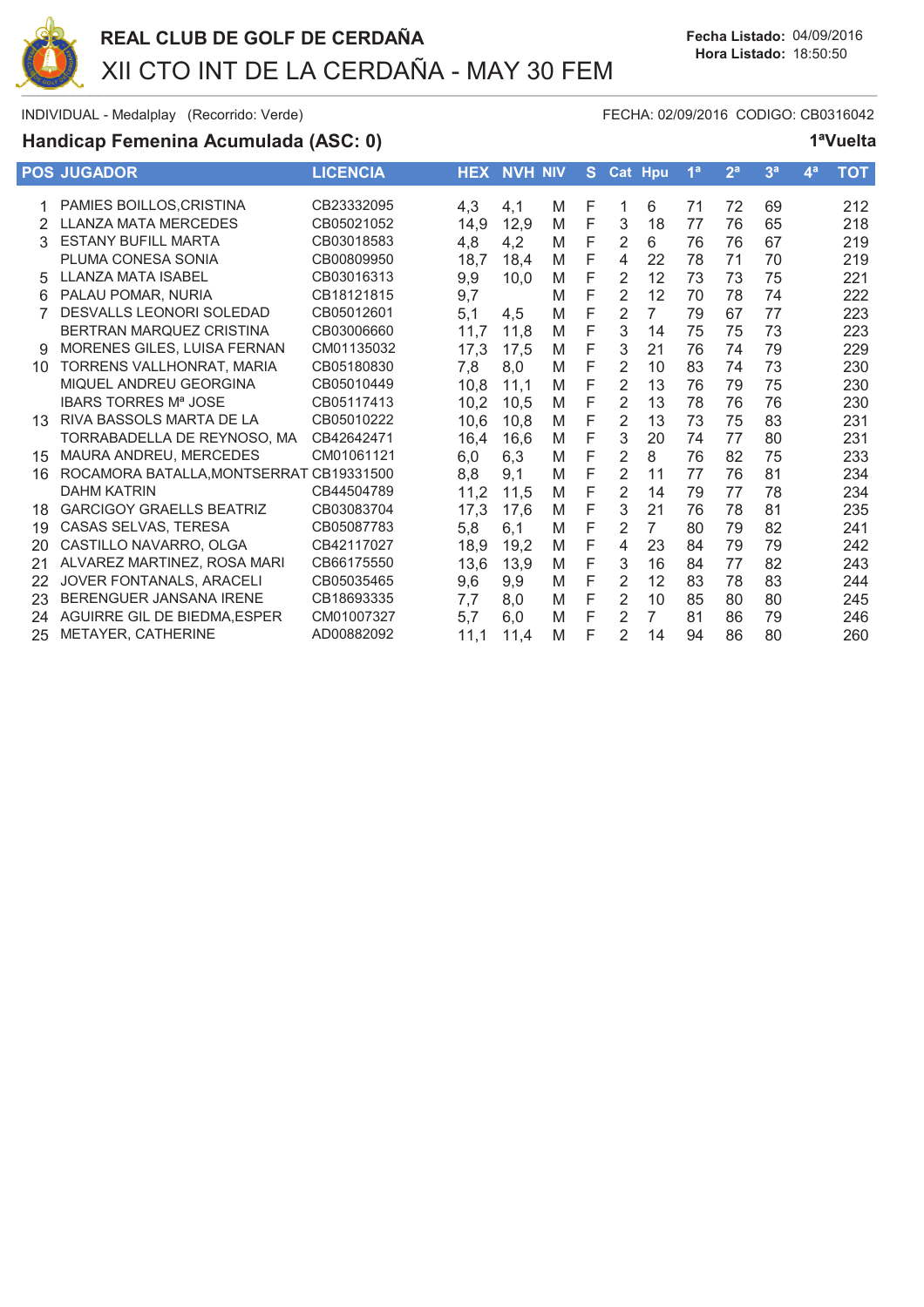# REAL CLUB DE GOLF DE CERDAÑA

## XII CTO INT DE LA CERDAÑA - MAY 30 FEM

**Fecha Listado:** 04/09/2016
**Hora Listado:** 18:50:50

INDIVIDUAL - Medalplay (Recorrido: Verde) FECHA: 02/09/2016 CODIGO: CB0316042

### Handicap Femenina Acumulada (ASC: 0)

**1ªVuelta**

| POS | JUGADOR | LICENCIA | HEX | NVH | NIV | S | Cat | Hpu | 1ª | 2ª | 3ª | 4ª | TOT |
|---|---|---|---|---|---|---|---|---|---|---|---|---|---|
| 1 | PAMIES BOILLOS,CRISTINA | CB23332095 | 4,3 | 4,1 | M | F | 1 | 6 | 71 | 72 | 69 | | 212 |
| 2 | LLANZA MATA MERCEDES | CB05021052 | 14,9 | 12,9 | M | F | 3 | 18 | 77 | 76 | 65 | | 218 |
| 3 | ESTANY BUFILL MARTA | CB03018583 | 4,8 | 4,2 | M | F | 2 | 6 | 76 | 76 | 67 | | 219 |
| | PLUMA CONESA SONIA | CB00809950 | 18,7 | 18,4 | M | F | 4 | 22 | 78 | 71 | 70 | | 219 |
| 5 | LLANZA MATA ISABEL | CB03016313 | 9,9 | 10,0 | M | F | 2 | 12 | 73 | 73 | 75 | | 221 |
| 6 | PALAU POMAR, NURIA | CB18121815 | 9,7 | | M | F | 2 | 12 | 70 | 78 | 74 | | 222 |
| 7 | DESVALLS LEONORI SOLEDAD | CB05012601 | 5,1 | 4,5 | M | F | 2 | 7 | 79 | 67 | 77 | | 223 |
| | BERTRAN MARQUEZ CRISTINA | CB03006660 | 11,7 | 11,8 | M | F | 3 | 14 | 75 | 75 | 73 | | 223 |
| 9 | MORENES GILES, LUISA FERNAN | CM01135032 | 17,3 | 17,5 | M | F | 3 | 21 | 76 | 74 | 79 | | 229 |
| 10 | TORRENS VALLHONRAT, MARIA | CB05180830 | 7,8 | 8,0 | M | F | 2 | 10 | 83 | 74 | 73 | | 230 |
| | MIQUEL ANDREU GEORGINA | CB05010449 | 10,8 | 11,1 | M | F | 2 | 13 | 76 | 79 | 75 | | 230 |
| | IBARS TORRES Mª JOSE | CB05117413 | 10,2 | 10,5 | M | F | 2 | 13 | 78 | 76 | 76 | | 230 |
| 13 | RIVA BASSOLS MARTA DE LA | CB05010222 | 10,6 | 10,8 | M | F | 2 | 13 | 73 | 75 | 83 | | 231 |
| | TORRABADELLA DE REYNOSO, MA | CB42642471 | 16,4 | 16,6 | M | F | 3 | 20 | 74 | 77 | 80 | | 231 |
| 15 | MAURA ANDREU, MERCEDES | CM01061121 | 6,0 | 6,3 | M | F | 2 | 8 | 76 | 82 | 75 | | 233 |
| 16 | ROCAMORA BATALLA,MONTSERRAT | CB19331500 | 8,8 | 9,1 | M | F | 2 | 11 | 77 | 76 | 81 | | 234 |
| | DAHM KATRIN | CB44504789 | 11,2 | 11,5 | M | F | 2 | 14 | 79 | 77 | 78 | | 234 |
| 18 | GARCIGOY GRAELLS BEATRIZ | CB03083704 | 17,3 | 17,6 | M | F | 3 | 21 | 76 | 78 | 81 | | 235 |
| 19 | CASAS SELVAS, TERESA | CB05087783 | 5,8 | 6,1 | M | F | 2 | 7 | 80 | 79 | 82 | | 241 |
| 20 | CASTILLO NAVARRO, OLGA | CB42117027 | 18,9 | 19,2 | M | F | 4 | 23 | 84 | 79 | 79 | | 242 |
| 21 | ALVAREZ MARTINEZ, ROSA MARI | CB66175550 | 13,6 | 13,9 | M | F | 3 | 16 | 84 | 77 | 82 | | 243 |
| 22 | JOVER FONTANALS, ARACELI | CB05035465 | 9,6 | 9,9 | M | F | 2 | 12 | 83 | 78 | 83 | | 244 |
| 23 | BERENGUER JANSANA IRENE | CB18693335 | 7,7 | 8,0 | M | F | 2 | 10 | 85 | 80 | 80 | | 245 |
| 24 | AGUIRRE GIL DE BIEDMA,ESPER | CM01007327 | 5,7 | 6,0 | M | F | 2 | 7 | 81 | 86 | 79 | | 246 |
| 25 | METAYER, CATHERINE | AD00882092 | 11,1 | 11,4 | M | F | 2 | 14 | 94 | 86 | 80 | | 260 |